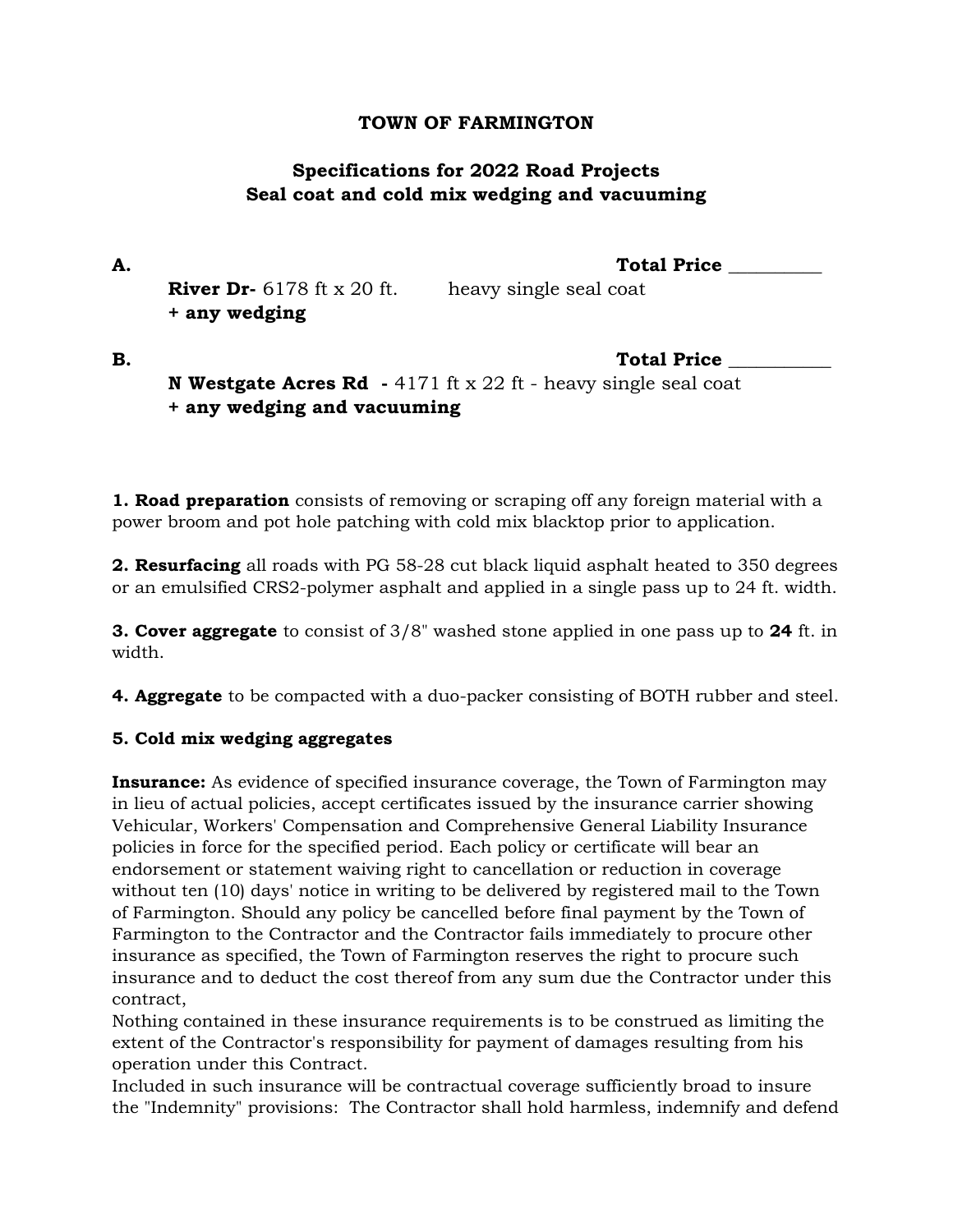**TOWN OF FARMINGTON**

**Specifications for 2022 Road Projects**
**Seal coat and cold mix wedging and vacuuming**

**A.** **Total Price** __________

**River Dr-** 6178 ft x 20 ft. heavy single seal coat
**+ any wedging**

**B.** **Total Price** ___________

**N Westgate Acres Rd -** 4171 ft x 22 ft - heavy single seal coat
**+ any wedging and vacuuming**

**1. Road preparation** consists of removing or scraping off any foreign material with a power broom and pot hole patching with cold mix blacktop prior to application.

**2. Resurfacing** all roads with PG 58-28 cut black liquid asphalt heated to 350 degrees or an emulsified CRS2-polymer asphalt and applied in a single pass up to 24 ft. width.

**3. Cover aggregate** to consist of 3/8" washed stone applied in one pass up to **24** ft. in width.

**4. Aggregate** to be compacted with a duo-packer consisting of BOTH rubber and steel.

**5. Cold mix wedging aggregates**

**Insurance:** As evidence of specified insurance coverage, the Town of Farmington may in lieu of actual policies, accept certificates issued by the insurance carrier showing Vehicular, Workers' Compensation and Comprehensive General Liability Insurance policies in force for the specified period. Each policy or certificate will bear an endorsement or statement waiving right to cancellation or reduction in coverage without ten (10) days' notice in writing to be delivered by registered mail to the Town of Farmington. Should any policy be cancelled before final payment by the Town of Farmington to the Contractor and the Contractor fails immediately to procure other insurance as specified, the Town of Farmington reserves the right to procure such insurance and to deduct the cost thereof from any sum due the Contractor under this contract,

Nothing contained in these insurance requirements is to be construed as limiting the extent of the Contractor's responsibility for payment of damages resulting from his operation under this Contract.

Included in such insurance will be contractual coverage sufficiently broad to insure the "Indemnity" provisions: The Contractor shall hold harmless, indemnify and defend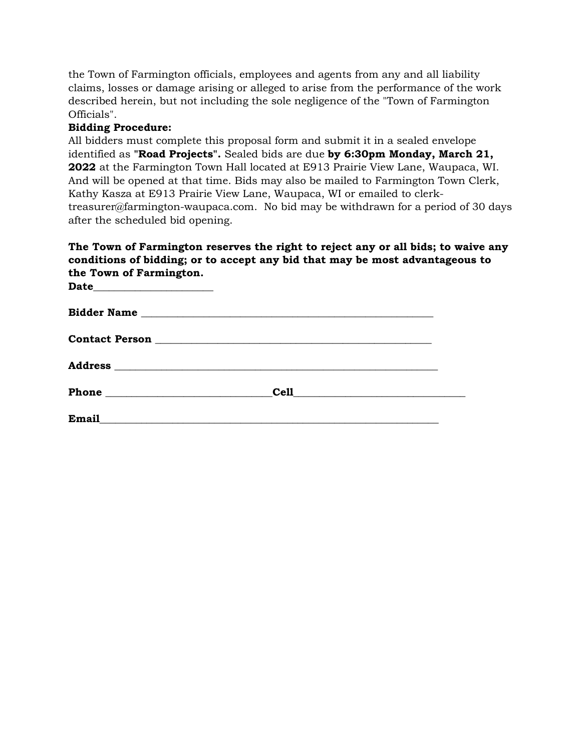the Town of Farmington officials, employees and agents from any and all liability claims, losses or damage arising or alleged to arise from the performance of the work described herein, but not including the sole negligence of the "Town of Farmington Officials".

**Bidding Procedure:**

All bidders must complete this proposal form and submit it in a sealed envelope identified as "**Road Projects**". Sealed bids are due **by 6:30pm Monday, March 21, 2022** at the Farmington Town Hall located at E913 Prairie View Lane, Waupaca, WI. And will be opened at that time. Bids may also be mailed to Farmington Town Clerk, Kathy Kasza at E913 Prairie View Lane, Waupaca, WI or emailed to clerk-treasurer@farmington-waupaca.com. No bid may be withdrawn for a period of 30 days after the scheduled bid opening.

**The Town of Farmington reserves the right to reject any or all bids; to waive any conditions of bidding; or to accept any bid that may be most advantageous to the Town of Farmington.**

**Date**_______________________

**Bidder Name** ___________________________________________________________

**Contact Person** ______________________________________________________

**Address** ______________________________________________________________

**Phone** _______________________________**Cell**________________________________

**Email**__________________________________________________________________